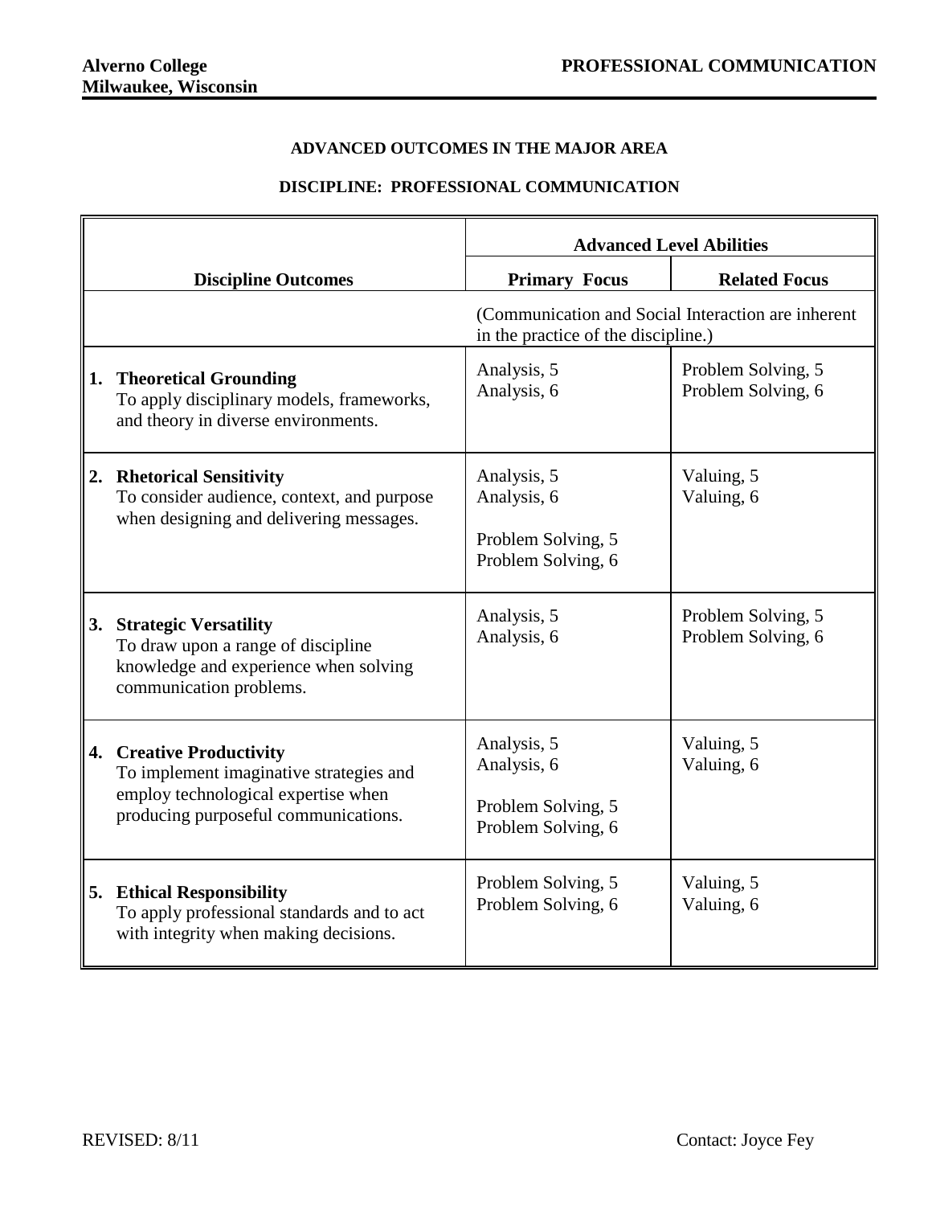**Alverno College**
**Milwaukee, Wisconsin**

**PROFESSIONAL COMMUNICATION**

## ADVANCED OUTCOMES IN THE MAJOR AREA

### DISCIPLINE: PROFESSIONAL COMMUNICATION

| Discipline Outcomes | Advanced Level Abilities | |
|---|---|---|
| | **Primary Focus** | **Related Focus** |
| | (Communication and Social Interaction are inherent in the practice of the discipline.) | |
| **1. Theoretical Grounding**<br>To apply disciplinary models, frameworks, and theory in diverse environments. | Analysis, 5<br>Analysis, 6 | Problem Solving, 5<br>Problem Solving, 6 |
| **2. Rhetorical Sensitivity**<br>To consider audience, context, and purpose when designing and delivering messages. | Analysis, 5<br>Analysis, 6<br><br>Problem Solving, 5<br>Problem Solving, 6 | Valuing, 5<br>Valuing, 6 |
| **3. Strategic Versatility**<br>To draw upon a range of discipline knowledge and experience when solving communication problems. | Analysis, 5<br>Analysis, 6 | Problem Solving, 5<br>Problem Solving, 6 |
| **4. Creative Productivity**<br>To implement imaginative strategies and employ technological expertise when producing purposeful communications. | Analysis, 5<br>Analysis, 6<br><br>Problem Solving, 5<br>Problem Solving, 6 | Valuing, 5<br>Valuing, 6 |
| **5. Ethical Responsibility**<br>To apply professional standards and to act with integrity when making decisions. | Problem Solving, 5<br>Problem Solving, 6 | Valuing, 5<br>Valuing, 6 |

REVISED: 8/11

Contact: Joyce Fey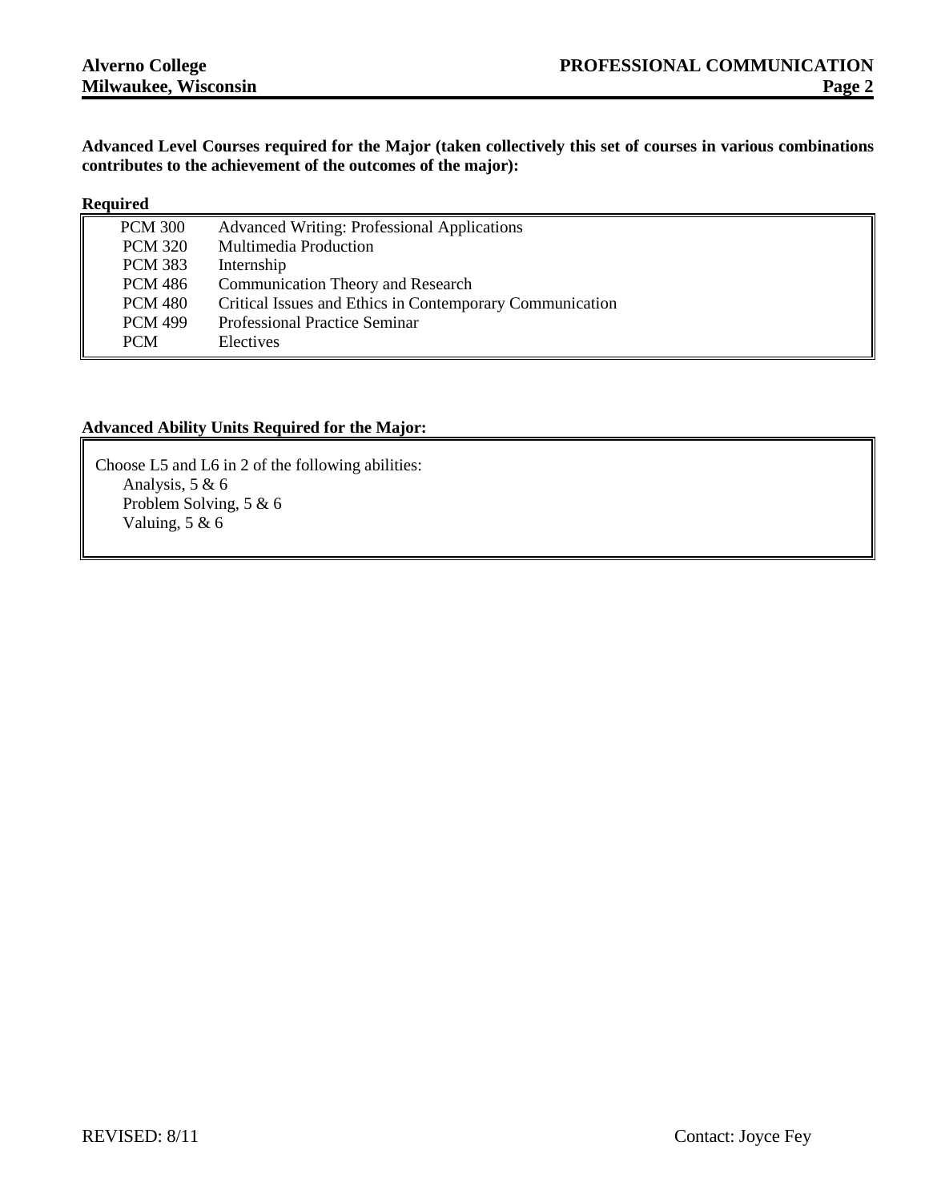**Advanced Level Courses required for the Major (taken collectively this set of courses in various combinations contributes to the achievement of the outcomes of the major):**

**Required**

| | |
|---|---|
| PCM 300 | Advanced Writing: Professional Applications |
| PCM 320 | Multimedia Production |
| PCM 383 | Internship |
| PCM 486 | Communication Theory and Research |
| PCM 480 | Critical Issues and Ethics in Contemporary Communication |
| PCM 499 | Professional Practice Seminar |
| PCM | Electives |

**Advanced Ability Units Required for the Major:**

Choose L5 and L6 in 2 of the following abilities:

- Analysis, 5 & 6
- Problem Solving, 5 & 6
- Valuing, 5 & 6

REVISED: 8/11

Contact: Joyce Fey